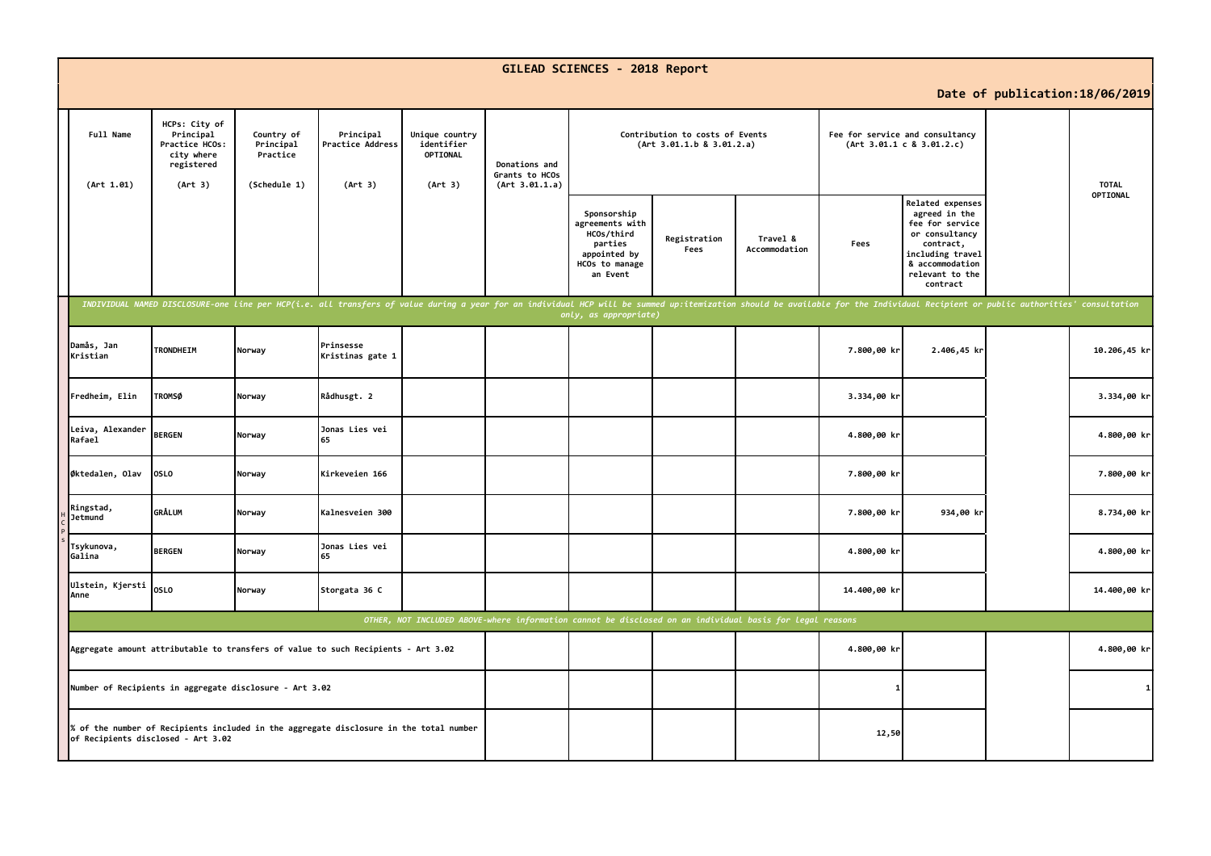# GILEAD SCIENCES - 2018 Report

**Date of publication:18/06/2019**

| | Full Name (Art 1.01) | HCPs: City of Principal Practice HCOs: city where registered (Art 3) | Country of Principal Practice (Schedule 1) | Principal Practice Address (Art 3) | Unique country identifier OPTIONAL (Art 3) | Donations and Grants to HCOs (Art 3.01.1.a) | Contribution to costs of Events (Art 3.01.1.b & 3.01.2.a) | | | Fee for service and consultancy (Art 3.01.1 c & 3.01.2.c) | | | TOTAL OPTIONAL |
|---|---|---|---|---|---|---|---|---|---|---|---|---|---|
| | | | | | | | Sponsorship agreements with HCOs/third parties appointed by HCOs to manage an Event | Registration Fees | Travel & Accommodation | Fees | Related expenses agreed in the fee for service or consultancy contract, including travel & accommodation relevant to the contract | | |
| | *INDIVIDUAL NAMED DISCLOSURE-one line per HCP(i.e. all transfers of value during a year for an individual HCP will be summed up:itemization should be available for the Individual Recipient or public authorities' consultation only, as appropriate)* | | | | | | | | | | | | |
| HCPs | Damås, Jan Kristian | TRONDHEIM | Norway | Prinsesse Kristinas gate 1 | | | | | | 7.800,00 kr | 2.406,45 kr | | 10.206,45 kr |
| | Fredheim, Elin | TROMSØ | Norway | Rådhusgt. 2 | | | | | | 3.334,00 kr | | | 3.334,00 kr |
| | Leiva, Alexander Rafael | BERGEN | Norway | Jonas Lies vei 65 | | | | | | 4.800,00 kr | | | 4.800,00 kr |
| | Øktedalen, Olav | OSLO | Norway | Kirkeveien 166 | | | | | | 7.800,00 kr | | | 7.800,00 kr |
| | Ringstad, Jetmund | GRÅLUM | Norway | Kalnesveien 300 | | | | | | 7.800,00 kr | 934,00 kr | | 8.734,00 kr |
| | Tsykunova, Galina | BERGEN | Norway | Jonas Lies vei 65 | | | | | | 4.800,00 kr | | | 4.800,00 kr |
| | Ulstein, Kjersti Anne | OSLO | Norway | Storgata 36 C | | | | | | 14.400,00 kr | | | 14.400,00 kr |
| | *OTHER, NOT INCLUDED ABOVE-where information cannot be disclosed on an individual basis for legal reasons* | | | | | | | | | | | | |
| | Aggregate amount attributable to transfers of value to such Recipients - Art 3.02 | | | | | | | | | 4.800,00 kr | | | 4.800,00 kr |
| | Number of Recipients in aggregate disclosure - Art 3.02 | | | | | | | | | 1 | | | 1 |
| | % of the number of Recipients included in the aggregate disclosure in the total number of Recipients disclosed - Art 3.02 | | | | | | | | | 12,50 | | | |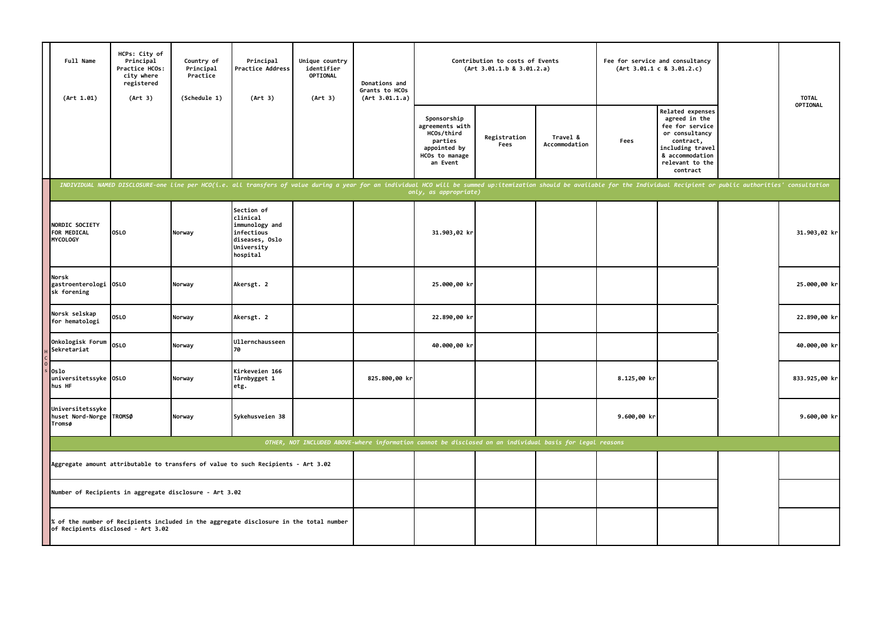| Full Name (Art 1.01) | HCPs: City of Principal Practice HCOs: city where registered (Art 3) | Country of Principal Practice (Schedule 1) | Principal Practice Address (Art 3) | Unique country identifier OPTIONAL (Art 3) | Donations and Grants to HCOs (Art 3.01.1.a) | Contribution to costs of Events (Art 3.01.1.b & 3.01.2.a) | | | Fee for service and consultancy (Art 3.01.1 c & 3.01.2.c) | | | TOTAL OPTIONAL |
|---|---|---|---|---|---|---|---|---|---|---|---|---|
| | | | | | | Sponsorship agreements with HCOs/third parties appointed by HCOs to manage an Event | Registration Fees | Travel & Accommodation | Fees | Related expenses agreed in the fee for service or consultancy contract, including travel & accommodation relevant to the contract | | |
| *INDIVIDUAL NAMED DISCLOSURE-one line per HCO(i.e. all transfers of value during a year for an individual HCO will be summed up:itemization should be available for the Individual Recipient or public authorities' consultation only, as appropriate)* | | | | | | | | | | | | |
| NORDIC SOCIETY FOR MEDICAL MYCOLOGY | OSLO | Norway | Section of clinical immunology and infectious diseases, Oslo University hospital | | | 31.903,02 kr | | | | | | 31.903,02 kr |
| Norsk gastroenterologisk forening | OSLO | Norway | Akersgt. 2 | | | 25.000,00 kr | | | | | | 25.000,00 kr |
| Norsk selskap for hematologi | OSLO | Norway | Akersgt. 2 | | | 22.890,00 kr | | | | | | 22.890,00 kr |
| Onkologisk Forum Sekretariat | OSLO | Norway | Ullernchausseen 70 | | | 40.000,00 kr | | | | | | 40.000,00 kr |
| Oslo universitetssykehus HF | OSLO | Norway | Kirkeveien 166 Tårnbygget 1 etg. | | 825.800,00 kr | | | | 8.125,00 kr | | | 833.925,00 kr |
| Universitetssykehuset Nord-Norge Tromsø | TROMSØ | Norway | Sykehusveien 38 | | | | | | 9.600,00 kr | | | 9.600,00 kr |
| *OTHER, NOT INCLUDED ABOVE-where information cannot be disclosed on an individual basis for legal reasons* | | | | | | | | | | | | |
| Aggregate amount attributable to transfers of value to such Recipients - Art 3.02 | | | | | | | | | | | | |
| Number of Recipients in aggregate disclosure - Art 3.02 | | | | | | | | | | | | |
| % of the number of Recipients included in the aggregate disclosure in the total number of Recipients disclosed - Art 3.02 | | | | | | | | | | | | |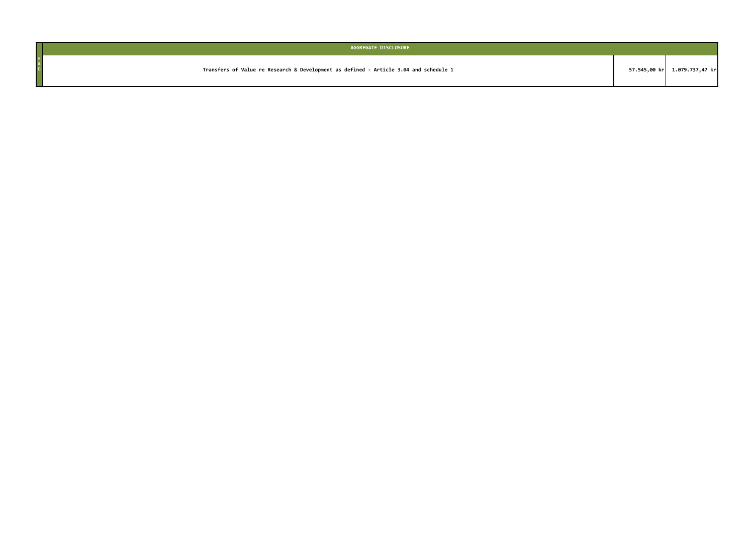| | | | |
|---|---|---|---|
| | AGGREGATE DISCLOSURE | | |
| R & D | Transfers of Value re Research & Development as defined - Article 3.04 and schedule 1 | 57.545,00 kr | 1.079.737,47 kr |